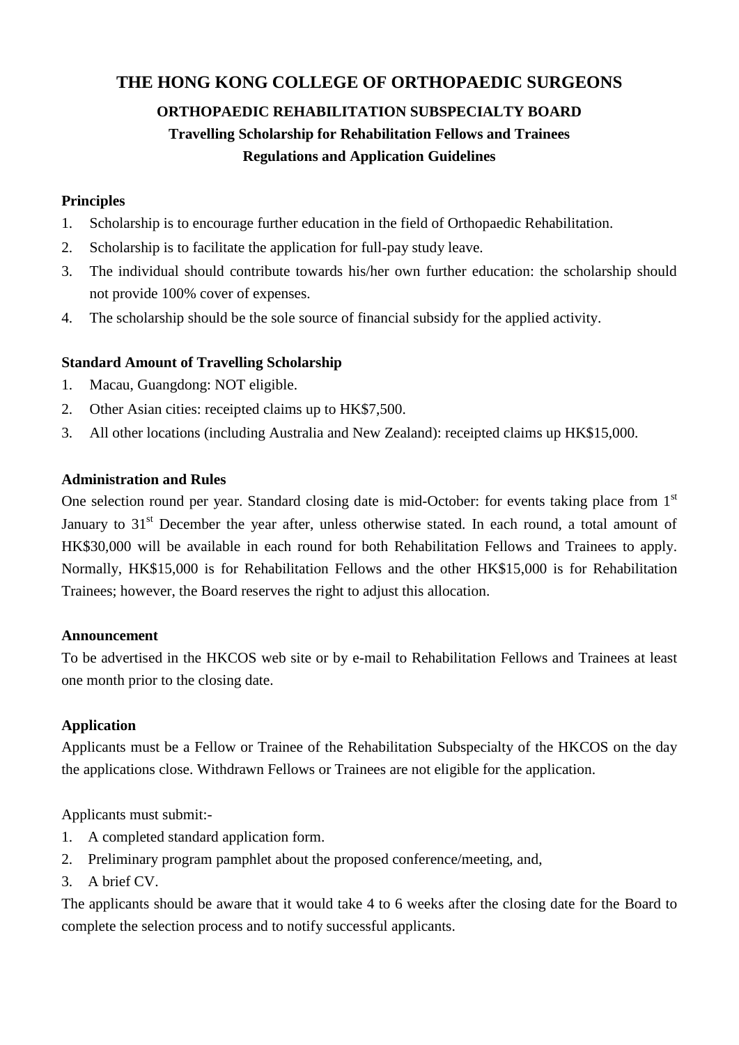# THE HONG KONG COLLEGE OF ORTHOPAEDIC SURGEONS

## ORTHOPAEDIC REHABILITATION SUBSPECIALTY BOARD

## Travelling Scholarship for Rehabilitation Fellows and Trainees

## Regulations and Application Guidelines

**Principles**

1. Scholarship is to encourage further education in the field of Orthopaedic Rehabilitation.
2. Scholarship is to facilitate the application for full-pay study leave.
3. The individual should contribute towards his/her own further education: the scholarship should not provide 100% cover of expenses.
4. The scholarship should be the sole source of financial subsidy for the applied activity.

**Standard Amount of Travelling Scholarship**

1. Macau, Guangdong: NOT eligible.
2. Other Asian cities: receipted claims up to HK$7,500.
3. All other locations (including Australia and New Zealand): receipted claims up HK$15,000.

**Administration and Rules**

One selection round per year. Standard closing date is mid-October: for events taking place from 1st January to 31st December the year after, unless otherwise stated. In each round, a total amount of HK$30,000 will be available in each round for both Rehabilitation Fellows and Trainees to apply. Normally, HK$15,000 is for Rehabilitation Fellows and the other HK$15,000 is for Rehabilitation Trainees; however, the Board reserves the right to adjust this allocation.

**Announcement**

To be advertised in the HKCOS web site or by e-mail to Rehabilitation Fellows and Trainees at least one month prior to the closing date.

**Application**

Applicants must be a Fellow or Trainee of the Rehabilitation Subspecialty of the HKCOS on the day the applications close. Withdrawn Fellows or Trainees are not eligible for the application.

Applicants must submit:-

1. A completed standard application form.
2. Preliminary program pamphlet about the proposed conference/meeting, and,
3. A brief CV.

The applicants should be aware that it would take 4 to 6 weeks after the closing date for the Board to complete the selection process and to notify successful applicants.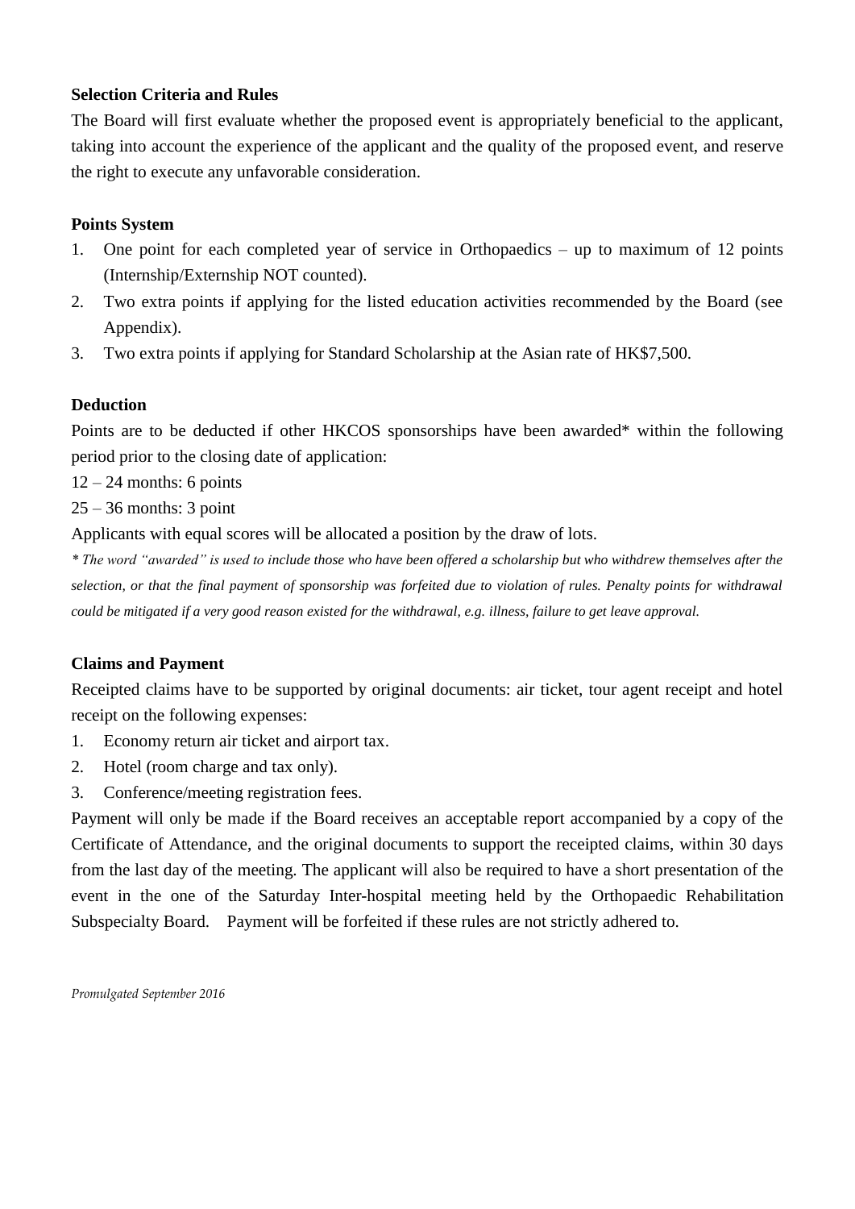**Selection Criteria and Rules**

The Board will first evaluate whether the proposed event is appropriately beneficial to the applicant, taking into account the experience of the applicant and the quality of the proposed event, and reserve the right to execute any unfavorable consideration.

**Points System**

1. One point for each completed year of service in Orthopaedics – up to maximum of 12 points (Internship/Externship NOT counted).
2. Two extra points if applying for the listed education activities recommended by the Board (see Appendix).
3. Two extra points if applying for Standard Scholarship at the Asian rate of HK$7,500.

**Deduction**

Points are to be deducted if other HKCOS sponsorships have been awarded* within the following period prior to the closing date of application:

12 – 24 months: 6 points

25 – 36 months: 3 point

Applicants with equal scores will be allocated a position by the draw of lots.

*\* The word "awarded" is used to include those who have been offered a scholarship but who withdrew themselves after the selection, or that the final payment of sponsorship was forfeited due to violation of rules. Penalty points for withdrawal could be mitigated if a very good reason existed for the withdrawal, e.g. illness, failure to get leave approval.*

**Claims and Payment**

Receipted claims have to be supported by original documents: air ticket, tour agent receipt and hotel receipt on the following expenses:

1. Economy return air ticket and airport tax.
2. Hotel (room charge and tax only).
3. Conference/meeting registration fees.

Payment will only be made if the Board receives an acceptable report accompanied by a copy of the Certificate of Attendance, and the original documents to support the receipted claims, within 30 days from the last day of the meeting. The applicant will also be required to have a short presentation of the event in the one of the Saturday Inter-hospital meeting held by the Orthopaedic Rehabilitation Subspecialty Board. Payment will be forfeited if these rules are not strictly adhered to.

*Promulgated September 2016*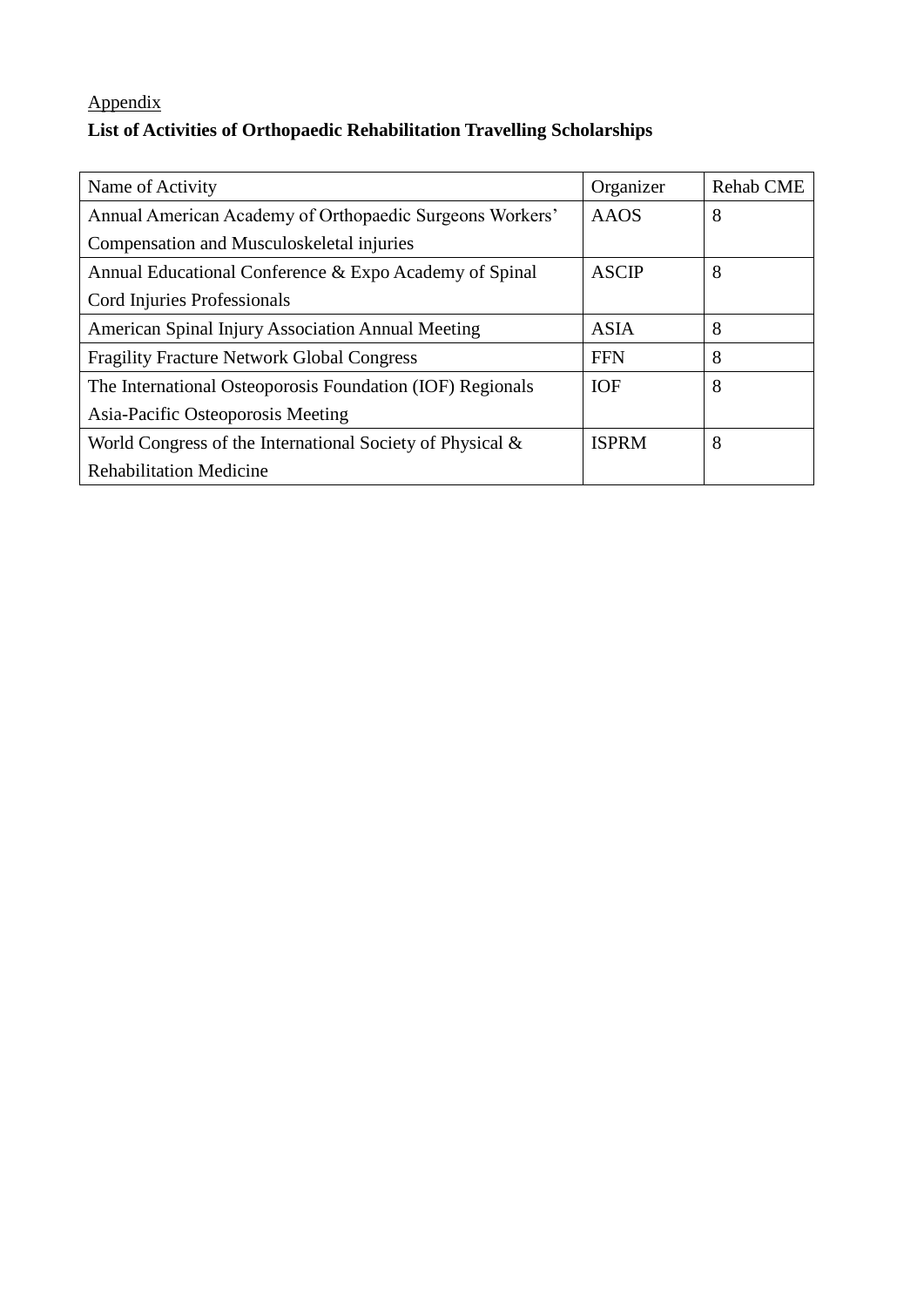<u>Appendix</u>

**List of Activities of Orthopaedic Rehabilitation Travelling Scholarships**

| Name of Activity | Organizer | Rehab CME |
| --- | --- | --- |
| Annual American Academy of Orthopaedic Surgeons Workers' Compensation and Musculoskeletal injuries | AAOS | 8 |
| Annual Educational Conference & Expo Academy of Spinal Cord Injuries Professionals | ASCIP | 8 |
| American Spinal Injury Association Annual Meeting | ASIA | 8 |
| Fragility Fracture Network Global Congress | FFN | 8 |
| The International Osteoporosis Foundation (IOF) Regionals Asia-Pacific Osteoporosis Meeting | IOF | 8 |
| World Congress of the International Society of Physical & Rehabilitation Medicine | ISPRM | 8 |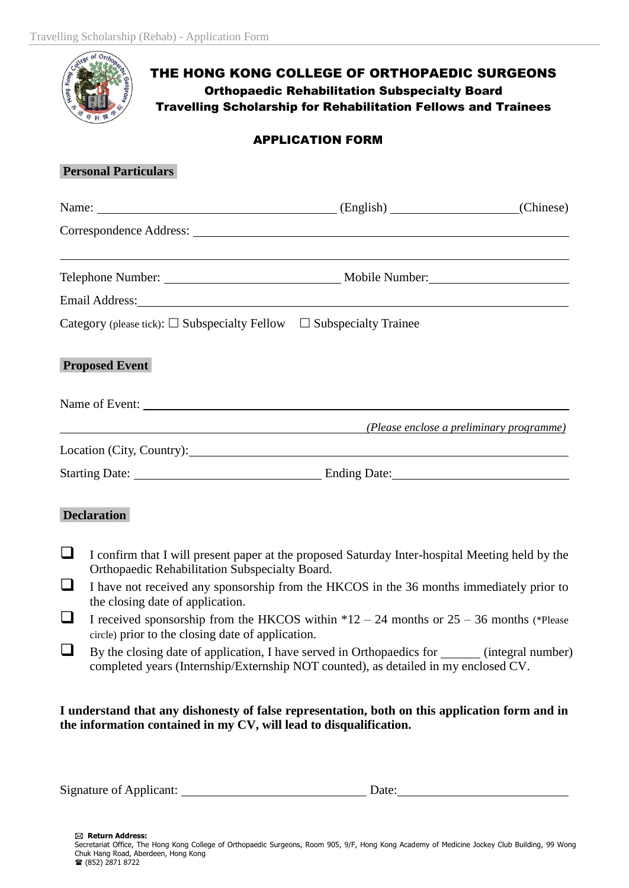# THE HONG KONG COLLEGE OF ORTHOPAEDIC SURGEONS

## Orthopaedic Rehabilitation Subspecialty Board

## Travelling Scholarship for Rehabilitation Fellows and Trainees

### APPLICATION FORM

**Personal Particulars**

Name: ______________________ (English) ______________ (Chinese)

Correspondence Address: ____________________________________________

____________________________________________

Telephone Number: ______________________ Mobile Number: ______________________

Email Address: ____________________________________________

Category (please tick): ☐ Subspecialty Fellow ☐ Subspecialty Trainee

**Proposed Event**

Name of Event: ____________________________________________

____________________________________________ *(Please enclose a preliminary programme)*

Location (City, Country): ____________________________________________

Starting Date: ______________________ Ending Date: ______________________

**Declaration**

- ☐ I confirm that I will present paper at the proposed Saturday Inter-hospital Meeting held by the Orthopaedic Rehabilitation Subspecialty Board.
- ☐ I have not received any sponsorship from the HKCOS in the 36 months immediately prior to the closing date of application.
- ☐ I received sponsorship from the HKCOS within *12 – 24 months or 25 – 36 months (*Please circle) prior to the closing date of application.
- ☐ By the closing date of application, I have served in Orthopaedics for ______ (integral number) completed years (Internship/Externship NOT counted), as detailed in my enclosed CV.

**I understand that any dishonesty of false representation, both on this application form and in the information contained in my CV, will lead to disqualification.**

Signature of Applicant: ______________________ Date: ______________________

✉ **Return Address:**
Secretariat Office, The Hong Kong College of Orthopaedic Surgeons, Room 905, 9/F, Hong Kong Academy of Medicine Jockey Club Building, 99 Wong Chuk Hang Road, Aberdeen, Hong Kong
☎ (852) 2871 8722